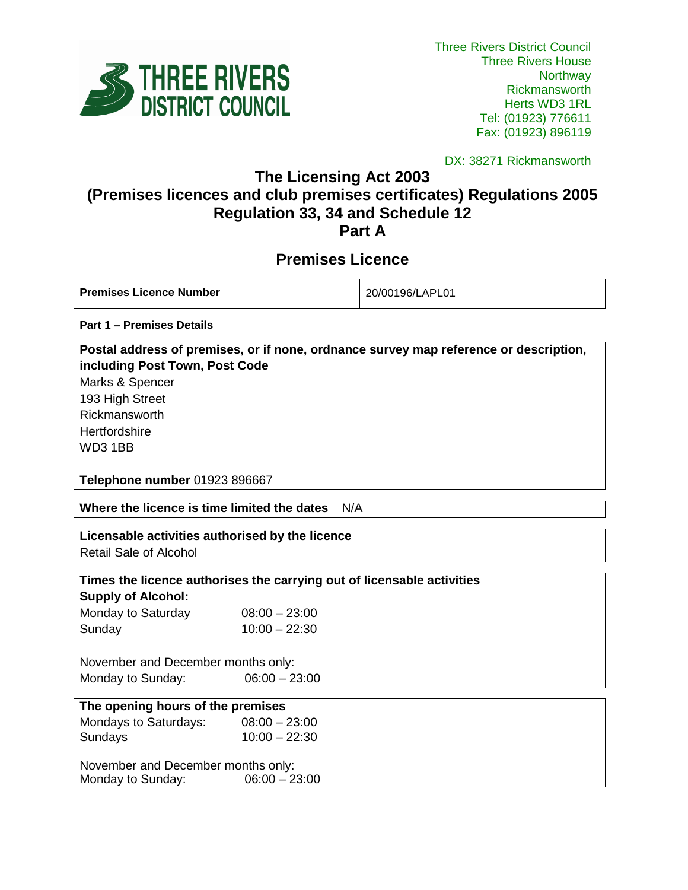Three Rivers District Council
Three Rivers House
Northway
Rickmansworth
Herts WD3 1RL
Tel: (01923) 776611
Fax: (01923) 896119

DX: 38271 Rickmansworth

# The Licensing Act 2003
# (Premises licences and club premises certificates) Regulations 2005
# Regulation 33, 34 and Schedule 12
# Part A

## Premises Licence

| **Premises Licence Number** | 20/00196/LAPL01 |
| --- | --- |

**Part 1 – Premises Details**

**Postal address of premises, or if none, ordnance survey map reference or description, including Post Town, Post Code**

Marks & Spencer
193 High Street
Rickmansworth
Hertfordshire
WD3 1BB

**Telephone number** 01923 896667

**Where the licence is time limited the dates** N/A

**Licensable activities authorised by the licence**

Retail Sale of Alcohol

**Times the licence authorises the carrying out of licensable activities**

**Supply of Alcohol:**

Monday to Saturday 08:00 – 23:00
Sunday 10:00 – 22:30

November and December months only:
Monday to Sunday: 06:00 – 23:00

**The opening hours of the premises**

Mondays to Saturdays: 08:00 – 23:00
Sundays 10:00 – 22:30

November and December months only:
Monday to Sunday: 06:00 – 23:00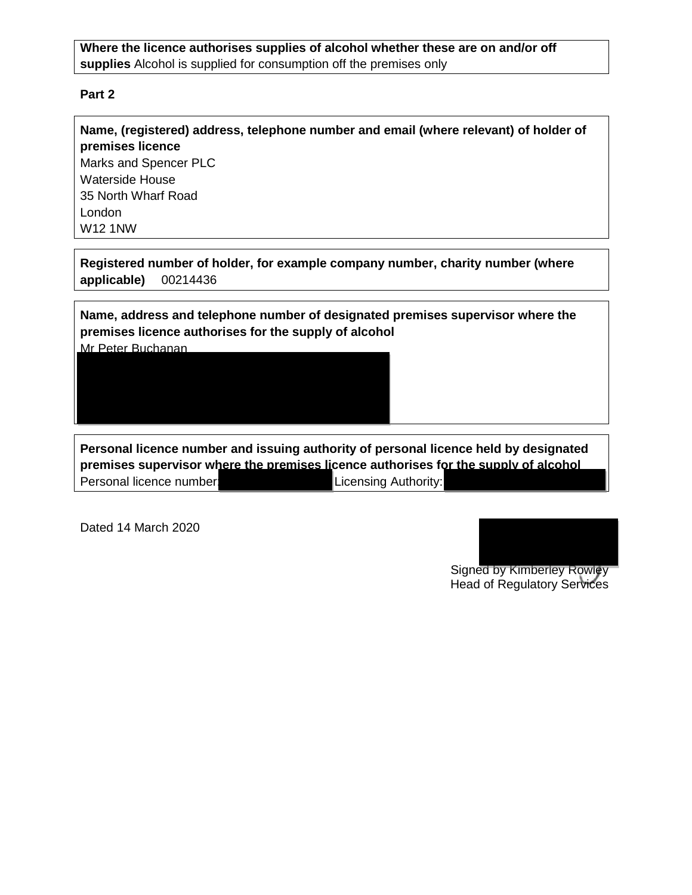**Where the licence authorises supplies of alcohol whether these are on and/or off supplies** Alcohol is supplied for consumption off the premises only

**Part 2**

**Name, (registered) address, telephone number and email (where relevant) of holder of premises licence**
Marks and Spencer PLC
Waterside House
35 North Wharf Road
London
W12 1NW

**Registered number of holder, for example company number, charity number (where applicable)** 00214436

**Name, address and telephone number of designated premises supervisor where the premises licence authorises for the supply of alcohol**
Mr Peter Buchanan

**Personal licence number and issuing authority of personal licence held by designated premises supervisor where the premises licence authorises for the supply of alcohol**
Personal licence number: Licensing Authority:

Dated 14 March 2020

Signed by Kimberley Rowley
Head of Regulatory Services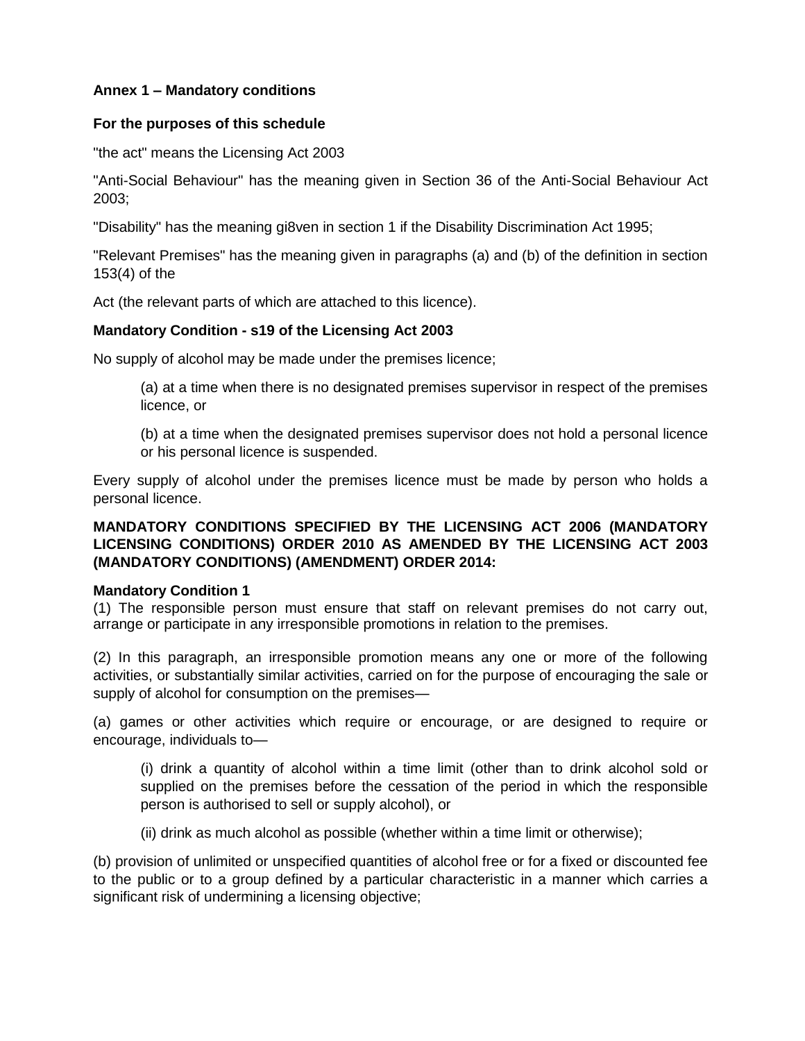**Annex 1 – Mandatory conditions**

**For the purposes of this schedule**

"the act" means the Licensing Act 2003

"Anti-Social Behaviour" has the meaning given in Section 36 of the Anti-Social Behaviour Act 2003;

"Disability" has the meaning gi8ven in section 1 if the Disability Discrimination Act 1995;

"Relevant Premises" has the meaning given in paragraphs (a) and (b) of the definition in section 153(4) of the

Act (the relevant parts of which are attached to this licence).

**Mandatory Condition - s19 of the Licensing Act 2003**

No supply of alcohol may be made under the premises licence;

> (a) at a time when there is no designated premises supervisor in respect of the premises licence, or
>
> (b) at a time when the designated premises supervisor does not hold a personal licence or his personal licence is suspended.

Every supply of alcohol under the premises licence must be made by person who holds a personal licence.

**MANDATORY CONDITIONS SPECIFIED BY THE LICENSING ACT 2006 (MANDATORY LICENSING CONDITIONS) ORDER 2010 AS AMENDED BY THE LICENSING ACT 2003 (MANDATORY CONDITIONS) (AMENDMENT) ORDER 2014:**

**Mandatory Condition 1**
(1) The responsible person must ensure that staff on relevant premises do not carry out, arrange or participate in any irresponsible promotions in relation to the premises.

(2) In this paragraph, an irresponsible promotion means any one or more of the following activities, or substantially similar activities, carried on for the purpose of encouraging the sale or supply of alcohol for consumption on the premises—

(a) games or other activities which require or encourage, or are designed to require or encourage, individuals to—

> (i) drink a quantity of alcohol within a time limit (other than to drink alcohol sold or supplied on the premises before the cessation of the period in which the responsible person is authorised to sell or supply alcohol), or
>
> (ii) drink as much alcohol as possible (whether within a time limit or otherwise);

(b) provision of unlimited or unspecified quantities of alcohol free or for a fixed or discounted fee to the public or to a group defined by a particular characteristic in a manner which carries a significant risk of undermining a licensing objective;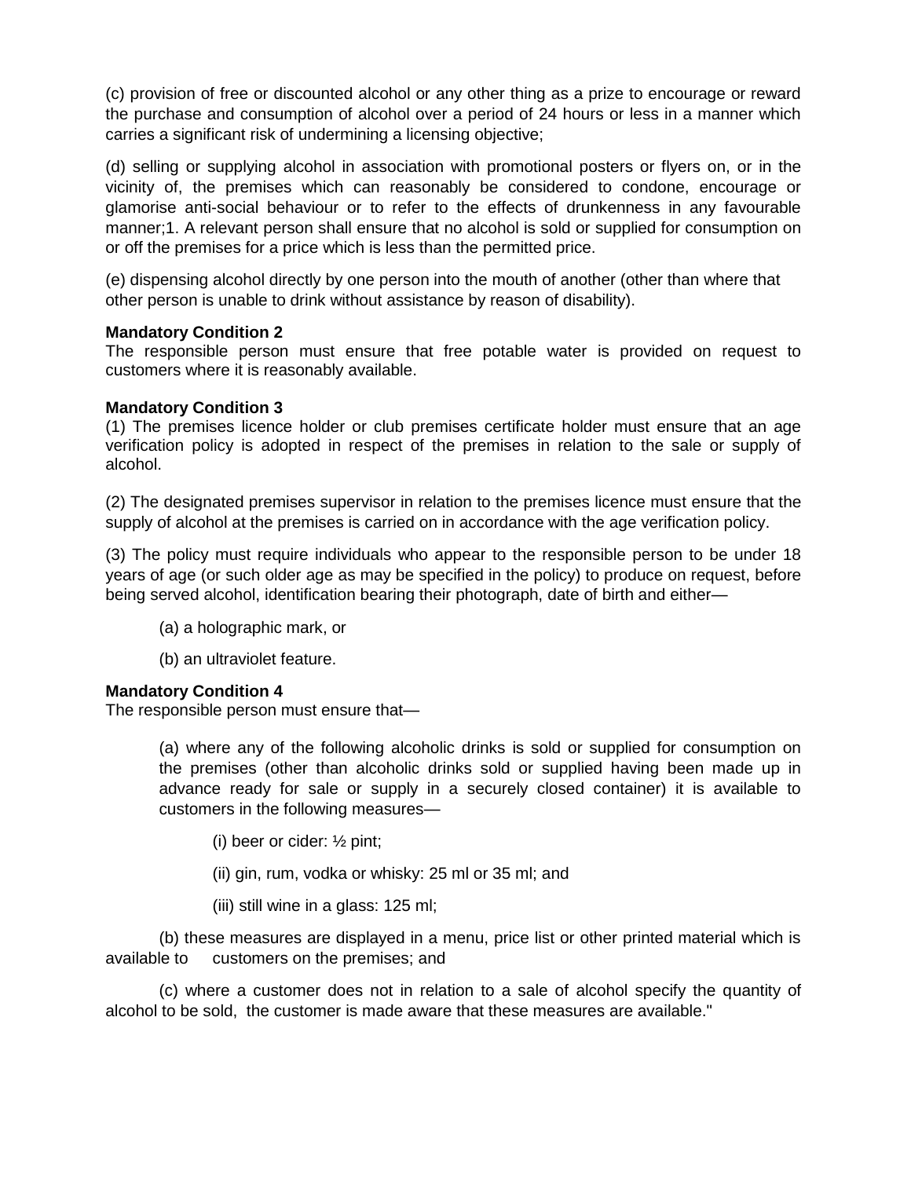(c) provision of free or discounted alcohol or any other thing as a prize to encourage or reward the purchase and consumption of alcohol over a period of 24 hours or less in a manner which carries a significant risk of undermining a licensing objective;

(d) selling or supplying alcohol in association with promotional posters or flyers on, or in the vicinity of, the premises which can reasonably be considered to condone, encourage or glamorise anti-social behaviour or to refer to the effects of drunkenness in any favourable manner;1. A relevant person shall ensure that no alcohol is sold or supplied for consumption on or off the premises for a price which is less than the permitted price.

(e) dispensing alcohol directly by one person into the mouth of another (other than where that other person is unable to drink without assistance by reason of disability).

**Mandatory Condition 2**
The responsible person must ensure that free potable water is provided on request to customers where it is reasonably available.

**Mandatory Condition 3**
(1) The premises licence holder or club premises certificate holder must ensure that an age verification policy is adopted in respect of the premises in relation to the sale or supply of alcohol.

(2) The designated premises supervisor in relation to the premises licence must ensure that the supply of alcohol at the premises is carried on in accordance with the age verification policy.

(3) The policy must require individuals who appear to the responsible person to be under 18 years of age (or such older age as may be specified in the policy) to produce on request, before being served alcohol, identification bearing their photograph, date of birth and either—

(a) a holographic mark, or

(b) an ultraviolet feature.

**Mandatory Condition 4**
The responsible person must ensure that—

(a) where any of the following alcoholic drinks is sold or supplied for consumption on the premises (other than alcoholic drinks sold or supplied having been made up in advance ready for sale or supply in a securely closed container) it is available to customers in the following measures—

(i) beer or cider: ½ pint;

(ii) gin, rum, vodka or whisky: 25 ml or 35 ml; and

(iii) still wine in a glass: 125 ml;

(b) these measures are displayed in a menu, price list or other printed material which is available to customers on the premises; and

(c) where a customer does not in relation to a sale of alcohol specify the quantity of alcohol to be sold, the customer is made aware that these measures are available."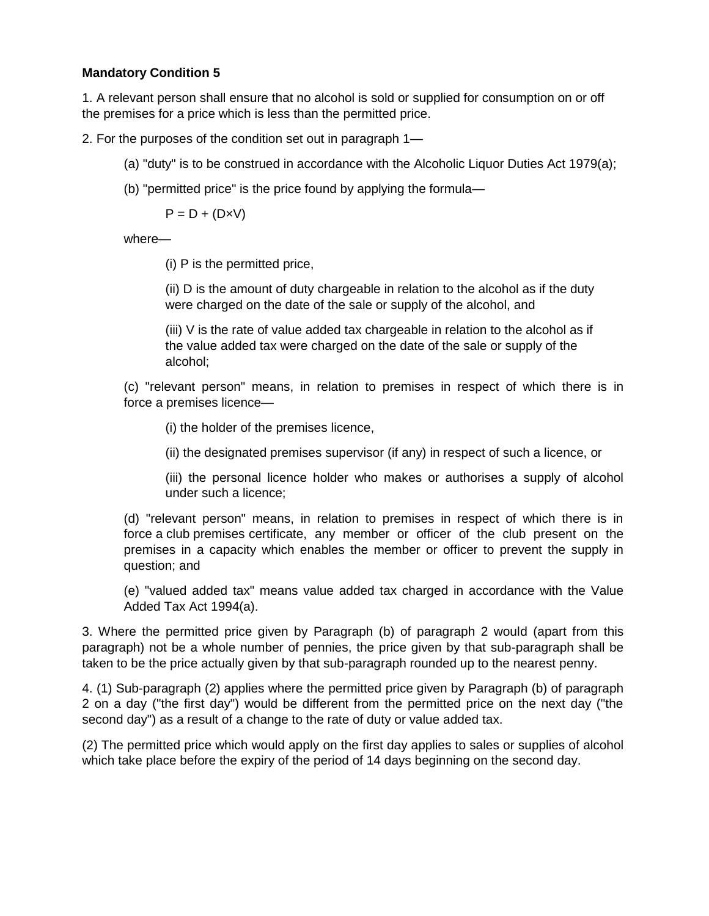**Mandatory Condition 5**

1. A relevant person shall ensure that no alcohol is sold or supplied for consumption on or off the premises for a price which is less than the permitted price.

2. For the purposes of the condition set out in paragraph 1—

   (a) "duty" is to be construed in accordance with the Alcoholic Liquor Duties Act 1979(a);

   (b) "permitted price" is the price found by applying the formula—

   $$P = D + (D \times V)$$

   where—

      (i) P is the permitted price,

      (ii) D is the amount of duty chargeable in relation to the alcohol as if the duty were charged on the date of the sale or supply of the alcohol, and

      (iii) V is the rate of value added tax chargeable in relation to the alcohol as if the value added tax were charged on the date of the sale or supply of the alcohol;

   (c) "relevant person" means, in relation to premises in respect of which there is in force a premises licence—

      (i) the holder of the premises licence,

      (ii) the designated premises supervisor (if any) in respect of such a licence, or

      (iii) the personal licence holder who makes or authorises a supply of alcohol under such a licence;

   (d) "relevant person" means, in relation to premises in respect of which there is in force a club premises certificate, any member or officer of the club present on the premises in a capacity which enables the member or officer to prevent the supply in question; and

   (e) "valued added tax" means value added tax charged in accordance with the Value Added Tax Act 1994(a).

3. Where the permitted price given by Paragraph (b) of paragraph 2 would (apart from this paragraph) not be a whole number of pennies, the price given by that sub-paragraph shall be taken to be the price actually given by that sub-paragraph rounded up to the nearest penny.

4. (1) Sub-paragraph (2) applies where the permitted price given by Paragraph (b) of paragraph 2 on a day ("the first day") would be different from the permitted price on the next day ("the second day") as a result of a change to the rate of duty or value added tax.

(2) The permitted price which would apply on the first day applies to sales or supplies of alcohol which take place before the expiry of the period of 14 days beginning on the second day.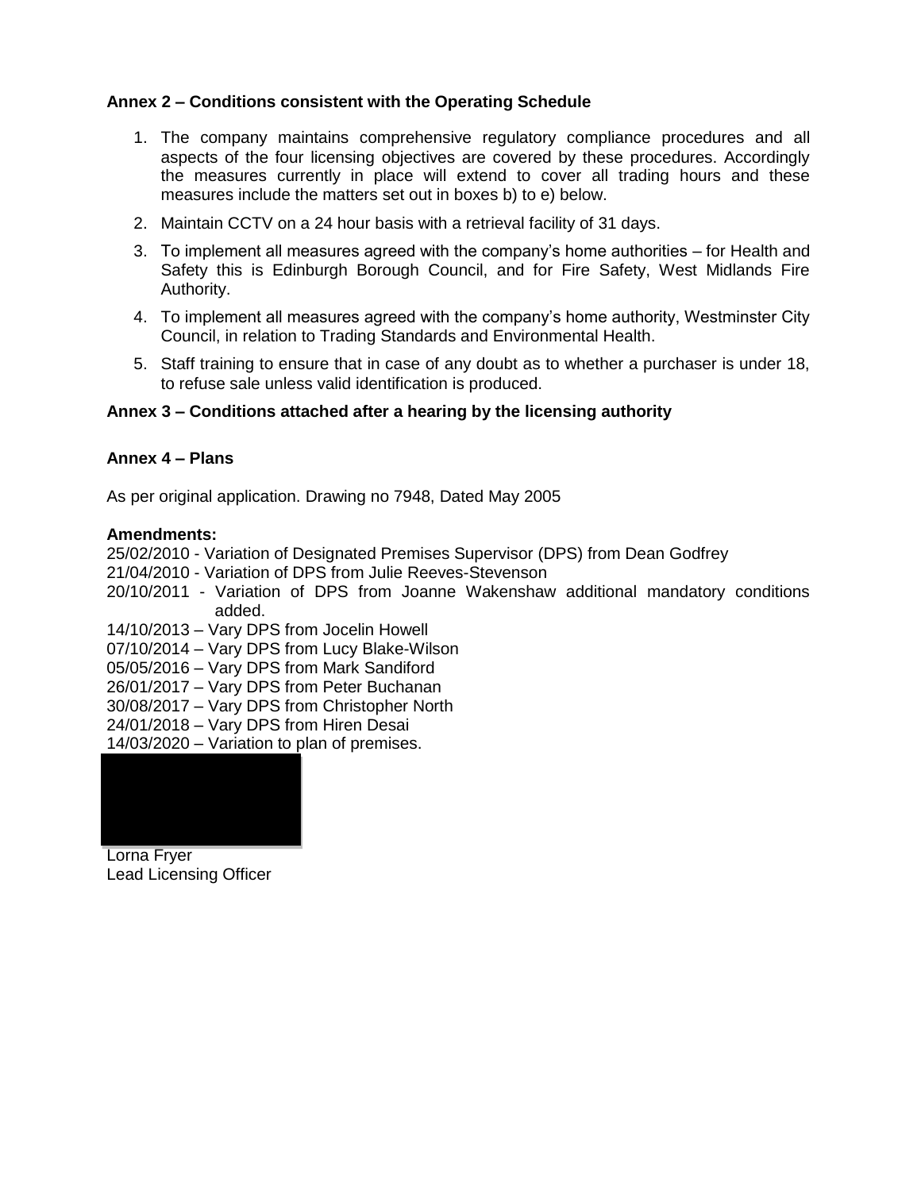**Annex 2 – Conditions consistent with the Operating Schedule**

1. The company maintains comprehensive regulatory compliance procedures and all aspects of the four licensing objectives are covered by these procedures. Accordingly the measures currently in place will extend to cover all trading hours and these measures include the matters set out in boxes b) to e) below.
2. Maintain CCTV on a 24 hour basis with a retrieval facility of 31 days.
3. To implement all measures agreed with the company's home authorities – for Health and Safety this is Edinburgh Borough Council, and for Fire Safety, West Midlands Fire Authority.
4. To implement all measures agreed with the company's home authority, Westminster City Council, in relation to Trading Standards and Environmental Health.
5. Staff training to ensure that in case of any doubt as to whether a purchaser is under 18, to refuse sale unless valid identification is produced.

**Annex 3 – Conditions attached after a hearing by the licensing authority**

**Annex 4 – Plans**

As per original application. Drawing no 7948, Dated May 2005

**Amendments:**

25/02/2010 - Variation of Designated Premises Supervisor (DPS) from Dean Godfrey
21/04/2010 - Variation of DPS from Julie Reeves-Stevenson
20/10/2011 - Variation of DPS from Joanne Wakenshaw additional mandatory conditions added.
14/10/2013 – Vary DPS from Jocelin Howell
07/10/2014 – Vary DPS from Lucy Blake-Wilson
05/05/2016 – Vary DPS from Mark Sandiford
26/01/2017 – Vary DPS from Peter Buchanan
30/08/2017 – Vary DPS from Christopher North
24/01/2018 – Vary DPS from Hiren Desai
14/03/2020 – Variation to plan of premises.

Lorna Fryer
Lead Licensing Officer